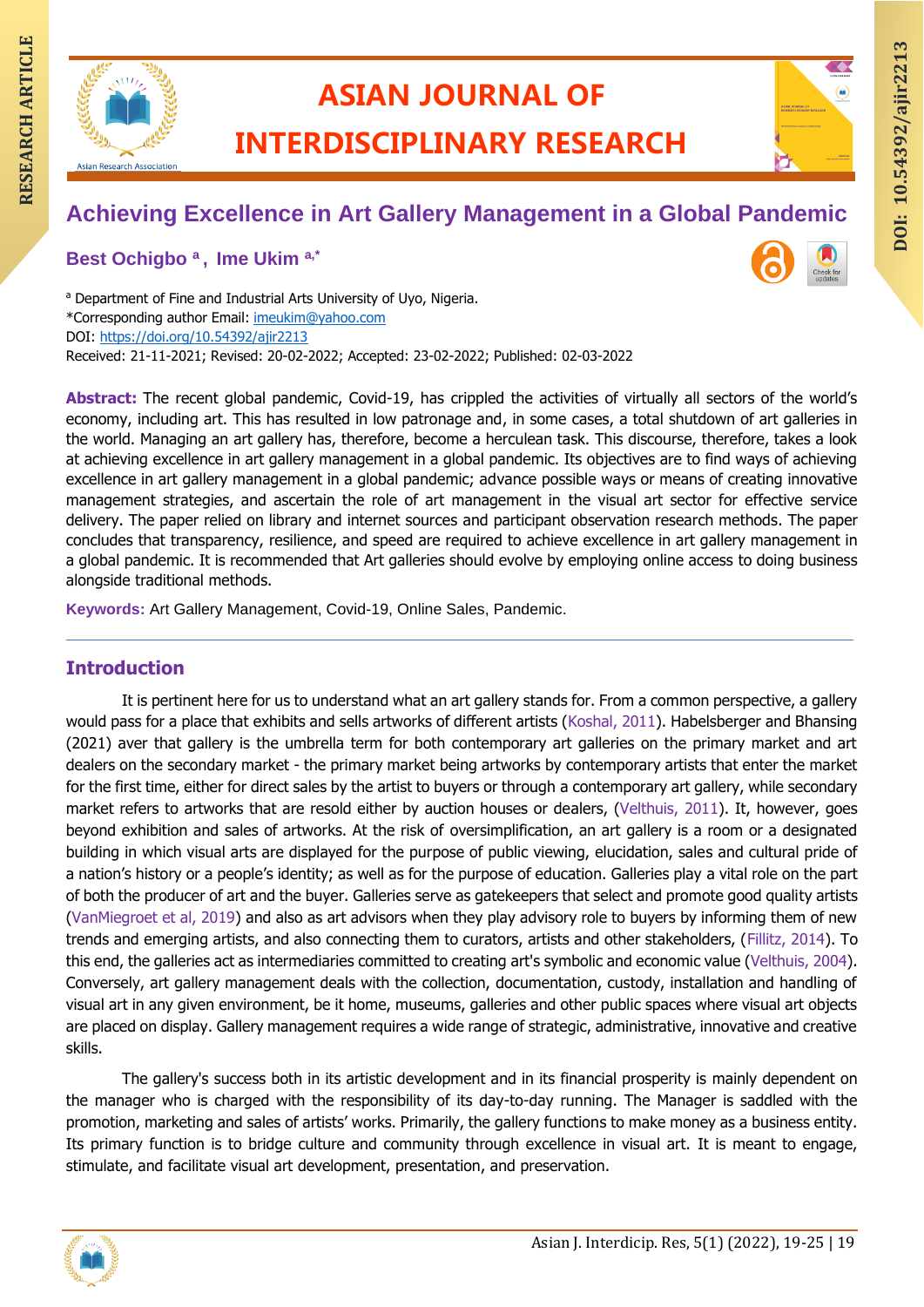# Achieving Excellence in Art Gallery Management in a Global Pandemic

**Best Ochigbo [a], Ime Ukim [a,*]**

[a] Department of Fine and Industrial Arts University of Uyo, Nigeria.
*Corresponding author Email: imeukim@yahoo.com
DOI: https://doi.org/10.54392/ajir2213
Received: 21-11-2021; Revised: 20-02-2022; Accepted: 23-02-2022; Published: 02-03-2022

**Abstract:** The recent global pandemic, Covid-19, has crippled the activities of virtually all sectors of the world's economy, including art. This has resulted in low patronage and, in some cases, a total shutdown of art galleries in the world. Managing an art gallery has, therefore, become a herculean task. This discourse, therefore, takes a look at achieving excellence in art gallery management in a global pandemic. Its objectives are to find ways of achieving excellence in art gallery management in a global pandemic; advance possible ways or means of creating innovative management strategies, and ascertain the role of art management in the visual art sector for effective service delivery. The paper relied on library and internet sources and participant observation research methods. The paper concludes that transparency, resilience, and speed are required to achieve excellence in art gallery management in a global pandemic. It is recommended that Art galleries should evolve by employing online access to doing business alongside traditional methods.

**Keywords:** Art Gallery Management, Covid-19, Online Sales, Pandemic.

## Introduction

It is pertinent here for us to understand what an art gallery stands for. From a common perspective, a gallery would pass for a place that exhibits and sells artworks of different artists (Koshal, 2011). Habelsberger and Bhansing (2021) aver that gallery is the umbrella term for both contemporary art galleries on the primary market and art dealers on the secondary market - the primary market being artworks by contemporary artists that enter the market for the first time, either for direct sales by the artist to buyers or through a contemporary art gallery, while secondary market refers to artworks that are resold either by auction houses or dealers, (Velthuis, 2011). It, however, goes beyond exhibition and sales of artworks. At the risk of oversimplification, an art gallery is a room or a designated building in which visual arts are displayed for the purpose of public viewing, elucidation, sales and cultural pride of a nation's history or a people's identity; as well as for the purpose of education. Galleries play a vital role on the part of both the producer of art and the buyer. Galleries serve as gatekeepers that select and promote good quality artists (VanMiegroet et al, 2019) and also as art advisors when they play advisory role to buyers by informing them of new trends and emerging artists, and also connecting them to curators, artists and other stakeholders, (Fillitz, 2014). To this end, the galleries act as intermediaries committed to creating art's symbolic and economic value (Velthuis, 2004). Conversely, art gallery management deals with the collection, documentation, custody, installation and handling of visual art in any given environment, be it home, museums, galleries and other public spaces where visual art objects are placed on display. Gallery management requires a wide range of strategic, administrative, innovative and creative skills.

The gallery's success both in its artistic development and in its financial prosperity is mainly dependent on the manager who is charged with the responsibility of its day-to-day running. The Manager is saddled with the promotion, marketing and sales of artists' works. Primarily, the gallery functions to make money as a business entity. Its primary function is to bridge culture and community through excellence in visual art. It is meant to engage, stimulate, and facilitate visual art development, presentation, and preservation.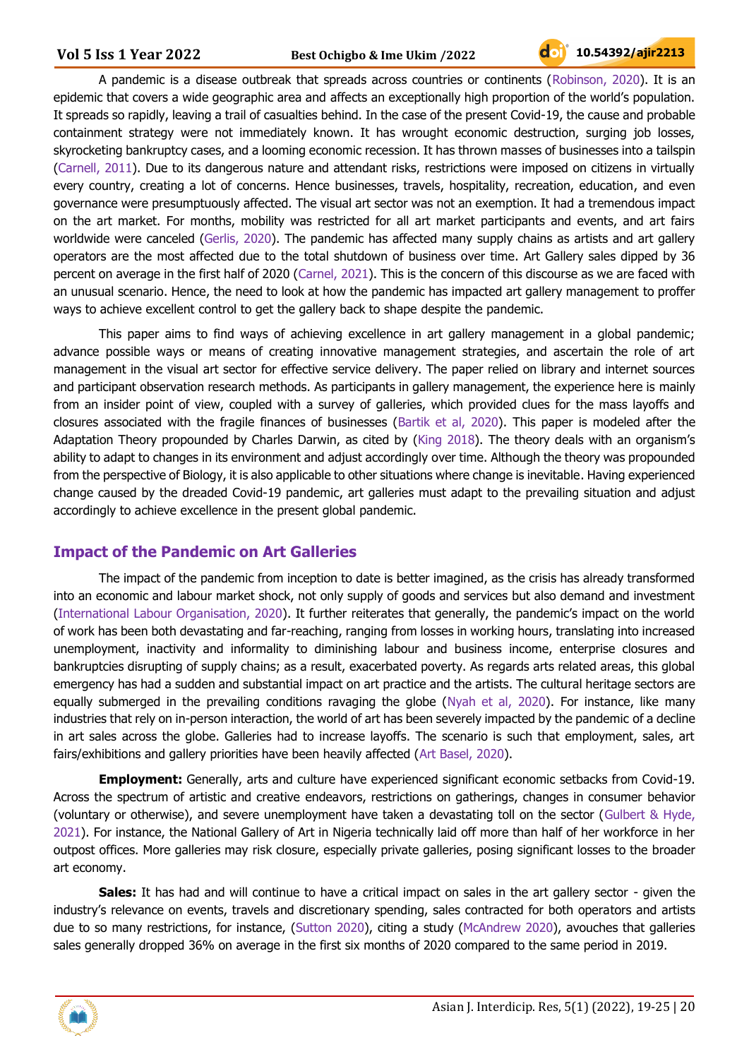A pandemic is a disease outbreak that spreads across countries or continents (Robinson, 2020). It is an epidemic that covers a wide geographic area and affects an exceptionally high proportion of the world's population. It spreads so rapidly, leaving a trail of casualties behind. In the case of the present Covid-19, the cause and probable containment strategy were not immediately known. It has wrought economic destruction, surging job losses, skyrocketing bankruptcy cases, and a looming economic recession. It has thrown masses of businesses into a tailspin (Carnell, 2011). Due to its dangerous nature and attendant risks, restrictions were imposed on citizens in virtually every country, creating a lot of concerns. Hence businesses, travels, hospitality, recreation, education, and even governance were presumptuously affected. The visual art sector was not an exemption. It had a tremendous impact on the art market. For months, mobility was restricted for all art market participants and events, and art fairs worldwide were canceled (Gerlis, 2020). The pandemic has affected many supply chains as artists and art gallery operators are the most affected due to the total shutdown of business over time. Art Gallery sales dipped by 36 percent on average in the first half of 2020 (Carnel, 2021). This is the concern of this discourse as we are faced with an unusual scenario. Hence, the need to look at how the pandemic has impacted art gallery management to proffer ways to achieve excellent control to get the gallery back to shape despite the pandemic.

This paper aims to find ways of achieving excellence in art gallery management in a global pandemic; advance possible ways or means of creating innovative management strategies, and ascertain the role of art management in the visual art sector for effective service delivery. The paper relied on library and internet sources and participant observation research methods. As participants in gallery management, the experience here is mainly from an insider point of view, coupled with a survey of galleries, which provided clues for the mass layoffs and closures associated with the fragile finances of businesses (Bartik et al, 2020). This paper is modeled after the Adaptation Theory propounded by Charles Darwin, as cited by (King 2018). The theory deals with an organism's ability to adapt to changes in its environment and adjust accordingly over time. Although the theory was propounded from the perspective of Biology, it is also applicable to other situations where change is inevitable. Having experienced change caused by the dreaded Covid-19 pandemic, art galleries must adapt to the prevailing situation and adjust accordingly to achieve excellence in the present global pandemic.

## Impact of the Pandemic on Art Galleries

The impact of the pandemic from inception to date is better imagined, as the crisis has already transformed into an economic and labour market shock, not only supply of goods and services but also demand and investment (International Labour Organisation, 2020). It further reiterates that generally, the pandemic's impact on the world of work has been both devastating and far-reaching, ranging from losses in working hours, translating into increased unemployment, inactivity and informality to diminishing labour and business income, enterprise closures and bankruptcies disrupting of supply chains; as a result, exacerbated poverty. As regards arts related areas, this global emergency has had a sudden and substantial impact on art practice and the artists. The cultural heritage sectors are equally submerged in the prevailing conditions ravaging the globe (Nyah et al, 2020). For instance, like many industries that rely on in-person interaction, the world of art has been severely impacted by the pandemic of a decline in art sales across the globe. Galleries had to increase layoffs. The scenario is such that employment, sales, art fairs/exhibitions and gallery priorities have been heavily affected (Art Basel, 2020).

**Employment:** Generally, arts and culture have experienced significant economic setbacks from Covid-19. Across the spectrum of artistic and creative endeavors, restrictions on gatherings, changes in consumer behavior (voluntary or otherwise), and severe unemployment have taken a devastating toll on the sector (Gulbert & Hyde, 2021). For instance, the National Gallery of Art in Nigeria technically laid off more than half of her workforce in her outpost offices. More galleries may risk closure, especially private galleries, posing significant losses to the broader art economy.

**Sales:** It has had and will continue to have a critical impact on sales in the art gallery sector - given the industry's relevance on events, travels and discretionary spending, sales contracted for both operators and artists due to so many restrictions, for instance, (Sutton 2020), citing a study (McAndrew 2020), avouches that galleries sales generally dropped 36% on average in the first six months of 2020 compared to the same period in 2019.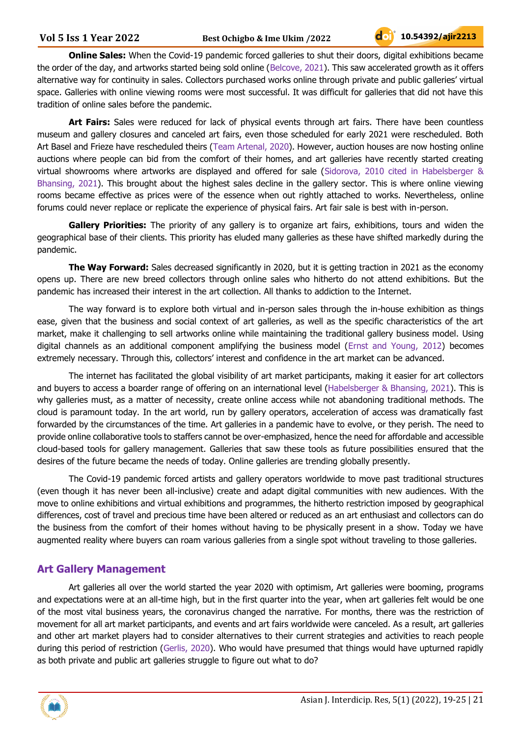**Online Sales:** When the Covid-19 pandemic forced galleries to shut their doors, digital exhibitions became the order of the day, and artworks started being sold online (Belcove, 2021). This saw accelerated growth as it offers alternative way for continuity in sales. Collectors purchased works online through private and public galleries' virtual space. Galleries with online viewing rooms were most successful. It was difficult for galleries that did not have this tradition of online sales before the pandemic.

**Art Fairs:** Sales were reduced for lack of physical events through art fairs. There have been countless museum and gallery closures and canceled art fairs, even those scheduled for early 2021 were rescheduled. Both Art Basel and Frieze have rescheduled theirs (Team Artenal, 2020). However, auction houses are now hosting online auctions where people can bid from the comfort of their homes, and art galleries have recently started creating virtual showrooms where artworks are displayed and offered for sale (Sidorova, 2010 cited in Habelsberger & Bhansing, 2021). This brought about the highest sales decline in the gallery sector. This is where online viewing rooms became effective as prices were of the essence when out rightly attached to works. Nevertheless, online forums could never replace or replicate the experience of physical fairs. Art fair sale is best with in-person.

**Gallery Priorities:** The priority of any gallery is to organize art fairs, exhibitions, tours and widen the geographical base of their clients. This priority has eluded many galleries as these have shifted markedly during the pandemic.

**The Way Forward:** Sales decreased significantly in 2020, but it is getting traction in 2021 as the economy opens up. There are new breed collectors through online sales who hitherto do not attend exhibitions. But the pandemic has increased their interest in the art collection. All thanks to addiction to the Internet.

The way forward is to explore both virtual and in-person sales through the in-house exhibition as things ease, given that the business and social context of art galleries, as well as the specific characteristics of the art market, make it challenging to sell artworks online while maintaining the traditional gallery business model. Using digital channels as an additional component amplifying the business model (Ernst and Young, 2012) becomes extremely necessary. Through this, collectors' interest and confidence in the art market can be advanced.

The internet has facilitated the global visibility of art market participants, making it easier for art collectors and buyers to access a boarder range of offering on an international level (Habelsberger & Bhansing, 2021). This is why galleries must, as a matter of necessity, create online access while not abandoning traditional methods. The cloud is paramount today. In the art world, run by gallery operators, acceleration of access was dramatically fast forwarded by the circumstances of the time. Art galleries in a pandemic have to evolve, or they perish. The need to provide online collaborative tools to staffers cannot be over-emphasized, hence the need for affordable and accessible cloud-based tools for gallery management. Galleries that saw these tools as future possibilities ensured that the desires of the future became the needs of today. Online galleries are trending globally presently.

The Covid-19 pandemic forced artists and gallery operators worldwide to move past traditional structures (even though it has never been all-inclusive) create and adapt digital communities with new audiences. With the move to online exhibitions and virtual exhibitions and programmes, the hitherto restriction imposed by geographical differences, cost of travel and precious time have been altered or reduced as an art enthusiast and collectors can do the business from the comfort of their homes without having to be physically present in a show. Today we have augmented reality where buyers can roam various galleries from a single spot without traveling to those galleries.

## Art Gallery Management

Art galleries all over the world started the year 2020 with optimism, Art galleries were booming, programs and expectations were at an all-time high, but in the first quarter into the year, when art galleries felt would be one of the most vital business years, the coronavirus changed the narrative. For months, there was the restriction of movement for all art market participants, and events and art fairs worldwide were canceled. As a result, art galleries and other art market players had to consider alternatives to their current strategies and activities to reach people during this period of restriction (Gerlis, 2020). Who would have presumed that things would have upturned rapidly as both private and public art galleries struggle to figure out what to do?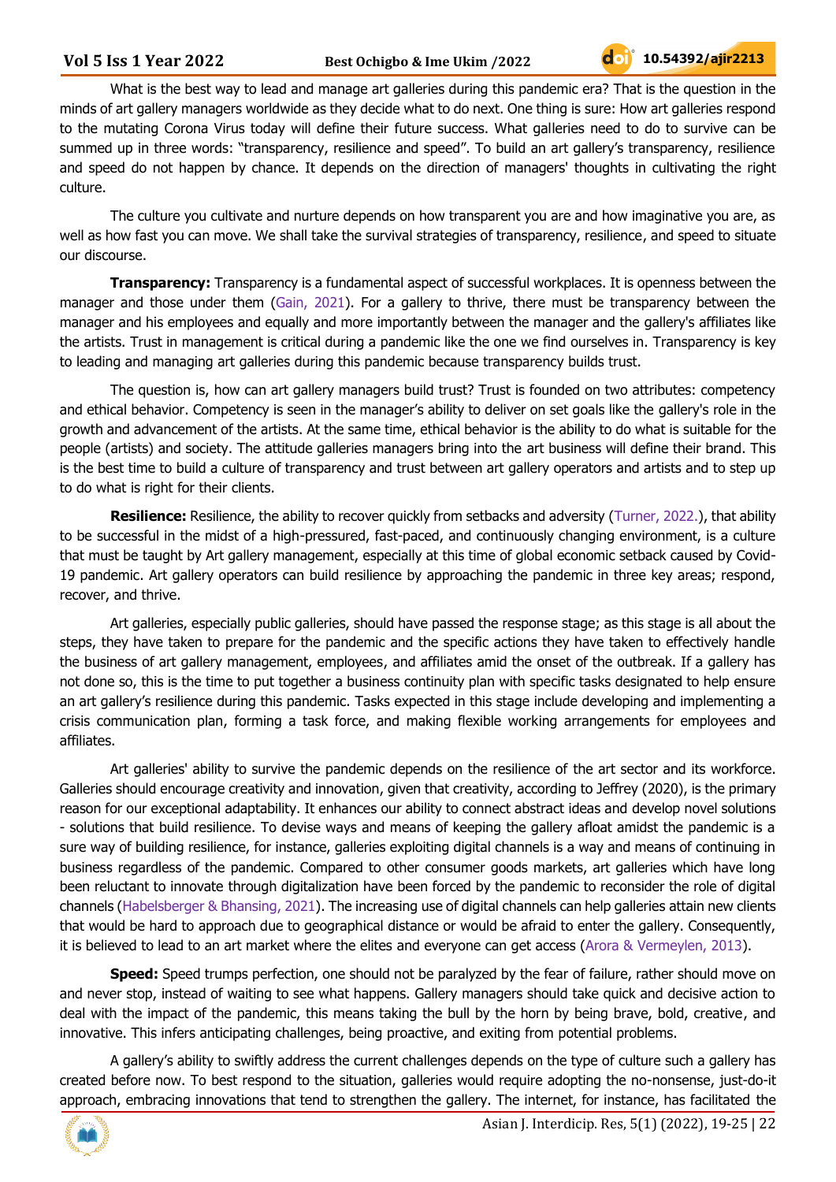What is the best way to lead and manage art galleries during this pandemic era? That is the question in the minds of art gallery managers worldwide as they decide what to do next. One thing is sure: How art galleries respond to the mutating Corona Virus today will define their future success. What galleries need to do to survive can be summed up in three words: "transparency, resilience and speed". To build an art gallery's transparency, resilience and speed do not happen by chance. It depends on the direction of managers' thoughts in cultivating the right culture.

The culture you cultivate and nurture depends on how transparent you are and how imaginative you are, as well as how fast you can move. We shall take the survival strategies of transparency, resilience, and speed to situate our discourse.

**Transparency:** Transparency is a fundamental aspect of successful workplaces. It is openness between the manager and those under them (Gain, 2021). For a gallery to thrive, there must be transparency between the manager and his employees and equally and more importantly between the manager and the gallery's affiliates like the artists. Trust in management is critical during a pandemic like the one we find ourselves in. Transparency is key to leading and managing art galleries during this pandemic because transparency builds trust.

The question is, how can art gallery managers build trust? Trust is founded on two attributes: competency and ethical behavior. Competency is seen in the manager's ability to deliver on set goals like the gallery's role in the growth and advancement of the artists. At the same time, ethical behavior is the ability to do what is suitable for the people (artists) and society. The attitude galleries managers bring into the art business will define their brand. This is the best time to build a culture of transparency and trust between art gallery operators and artists and to step up to do what is right for their clients.

**Resilience:** Resilience, the ability to recover quickly from setbacks and adversity (Turner, 2022.), that ability to be successful in the midst of a high-pressured, fast-paced, and continuously changing environment, is a culture that must be taught by Art gallery management, especially at this time of global economic setback caused by Covid-19 pandemic. Art gallery operators can build resilience by approaching the pandemic in three key areas; respond, recover, and thrive.

Art galleries, especially public galleries, should have passed the response stage; as this stage is all about the steps, they have taken to prepare for the pandemic and the specific actions they have taken to effectively handle the business of art gallery management, employees, and affiliates amid the onset of the outbreak. If a gallery has not done so, this is the time to put together a business continuity plan with specific tasks designated to help ensure an art gallery's resilience during this pandemic. Tasks expected in this stage include developing and implementing a crisis communication plan, forming a task force, and making flexible working arrangements for employees and affiliates.

Art galleries' ability to survive the pandemic depends on the resilience of the art sector and its workforce. Galleries should encourage creativity and innovation, given that creativity, according to Jeffrey (2020), is the primary reason for our exceptional adaptability. It enhances our ability to connect abstract ideas and develop novel solutions - solutions that build resilience. To devise ways and means of keeping the gallery afloat amidst the pandemic is a sure way of building resilience, for instance, galleries exploiting digital channels is a way and means of continuing in business regardless of the pandemic. Compared to other consumer goods markets, art galleries which have long been reluctant to innovate through digitalization have been forced by the pandemic to reconsider the role of digital channels (Habelsberger & Bhansing, 2021). The increasing use of digital channels can help galleries attain new clients that would be hard to approach due to geographical distance or would be afraid to enter the gallery. Consequently, it is believed to lead to an art market where the elites and everyone can get access (Arora & Vermeylen, 2013).

**Speed:** Speed trumps perfection, one should not be paralyzed by the fear of failure, rather should move on and never stop, instead of waiting to see what happens. Gallery managers should take quick and decisive action to deal with the impact of the pandemic, this means taking the bull by the horn by being brave, bold, creative, and innovative. This infers anticipating challenges, being proactive, and exiting from potential problems.

A gallery's ability to swiftly address the current challenges depends on the type of culture such a gallery has created before now. To best respond to the situation, galleries would require adopting the no-nonsense, just-do-it approach, embracing innovations that tend to strengthen the gallery. The internet, for instance, has facilitated the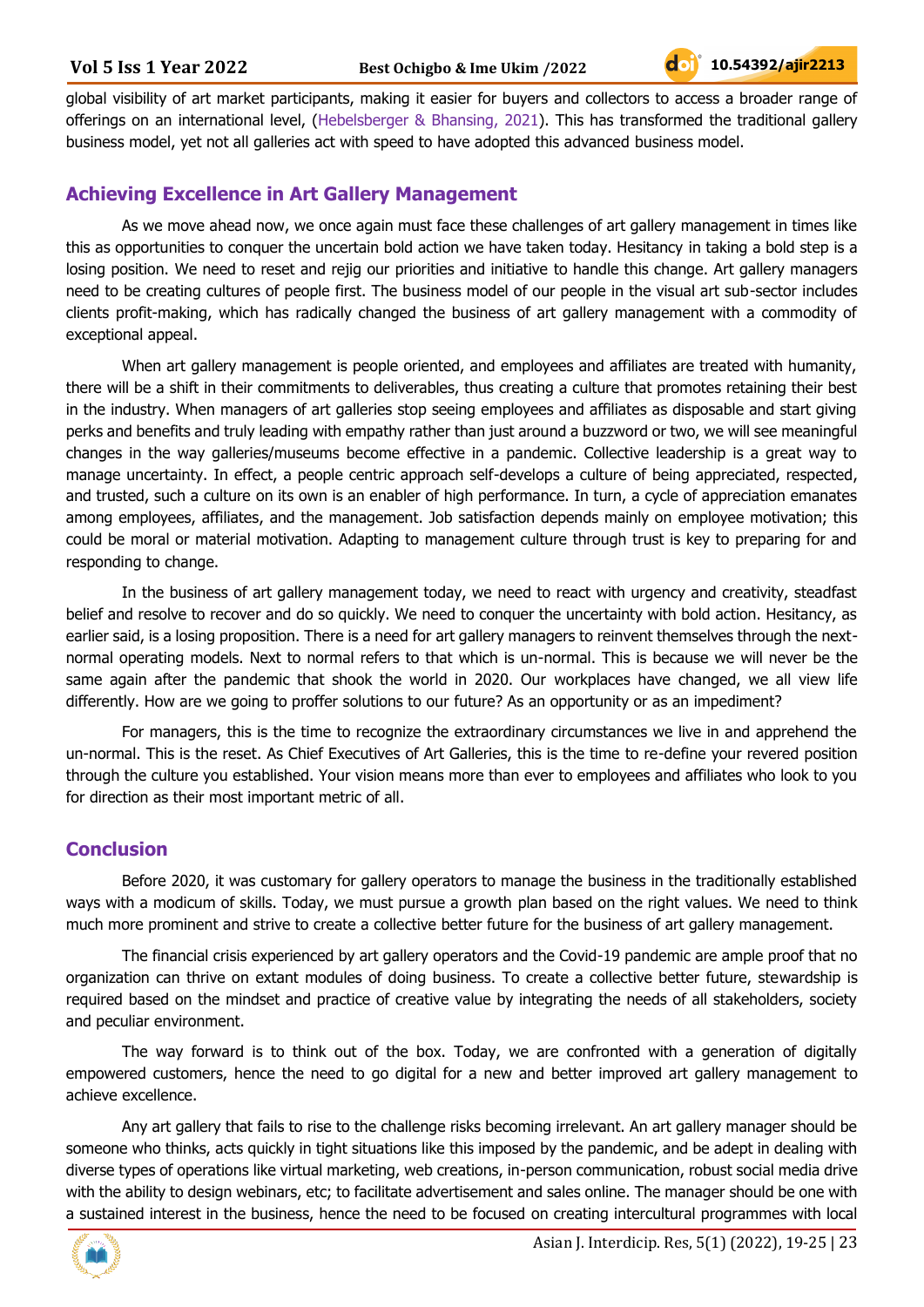global visibility of art market participants, making it easier for buyers and collectors to access a broader range of offerings on an international level, (Hebelsberger & Bhansing, 2021). This has transformed the traditional gallery business model, yet not all galleries act with speed to have adopted this advanced business model.

## Achieving Excellence in Art Gallery Management

As we move ahead now, we once again must face these challenges of art gallery management in times like this as opportunities to conquer the uncertain bold action we have taken today. Hesitancy in taking a bold step is a losing position. We need to reset and rejig our priorities and initiative to handle this change. Art gallery managers need to be creating cultures of people first. The business model of our people in the visual art sub-sector includes clients profit-making, which has radically changed the business of art gallery management with a commodity of exceptional appeal.

When art gallery management is people oriented, and employees and affiliates are treated with humanity, there will be a shift in their commitments to deliverables, thus creating a culture that promotes retaining their best in the industry. When managers of art galleries stop seeing employees and affiliates as disposable and start giving perks and benefits and truly leading with empathy rather than just around a buzzword or two, we will see meaningful changes in the way galleries/museums become effective in a pandemic. Collective leadership is a great way to manage uncertainty. In effect, a people centric approach self-develops a culture of being appreciated, respected, and trusted, such a culture on its own is an enabler of high performance. In turn, a cycle of appreciation emanates among employees, affiliates, and the management. Job satisfaction depends mainly on employee motivation; this could be moral or material motivation. Adapting to management culture through trust is key to preparing for and responding to change.

In the business of art gallery management today, we need to react with urgency and creativity, steadfast belief and resolve to recover and do so quickly. We need to conquer the uncertainty with bold action. Hesitancy, as earlier said, is a losing proposition. There is a need for art gallery managers to reinvent themselves through the next-normal operating models. Next to normal refers to that which is un-normal. This is because we will never be the same again after the pandemic that shook the world in 2020. Our workplaces have changed, we all view life differently. How are we going to proffer solutions to our future? As an opportunity or as an impediment?

For managers, this is the time to recognize the extraordinary circumstances we live in and apprehend the un-normal. This is the reset. As Chief Executives of Art Galleries, this is the time to re-define your revered position through the culture you established. Your vision means more than ever to employees and affiliates who look to you for direction as their most important metric of all.

## Conclusion

Before 2020, it was customary for gallery operators to manage the business in the traditionally established ways with a modicum of skills. Today, we must pursue a growth plan based on the right values. We need to think much more prominent and strive to create a collective better future for the business of art gallery management.

The financial crisis experienced by art gallery operators and the Covid-19 pandemic are ample proof that no organization can thrive on extant modules of doing business. To create a collective better future, stewardship is required based on the mindset and practice of creative value by integrating the needs of all stakeholders, society and peculiar environment.

The way forward is to think out of the box. Today, we are confronted with a generation of digitally empowered customers, hence the need to go digital for a new and better improved art gallery management to achieve excellence.

Any art gallery that fails to rise to the challenge risks becoming irrelevant. An art gallery manager should be someone who thinks, acts quickly in tight situations like this imposed by the pandemic, and be adept in dealing with diverse types of operations like virtual marketing, web creations, in-person communication, robust social media drive with the ability to design webinars, etc; to facilitate advertisement and sales online. The manager should be one with a sustained interest in the business, hence the need to be focused on creating intercultural programmes with local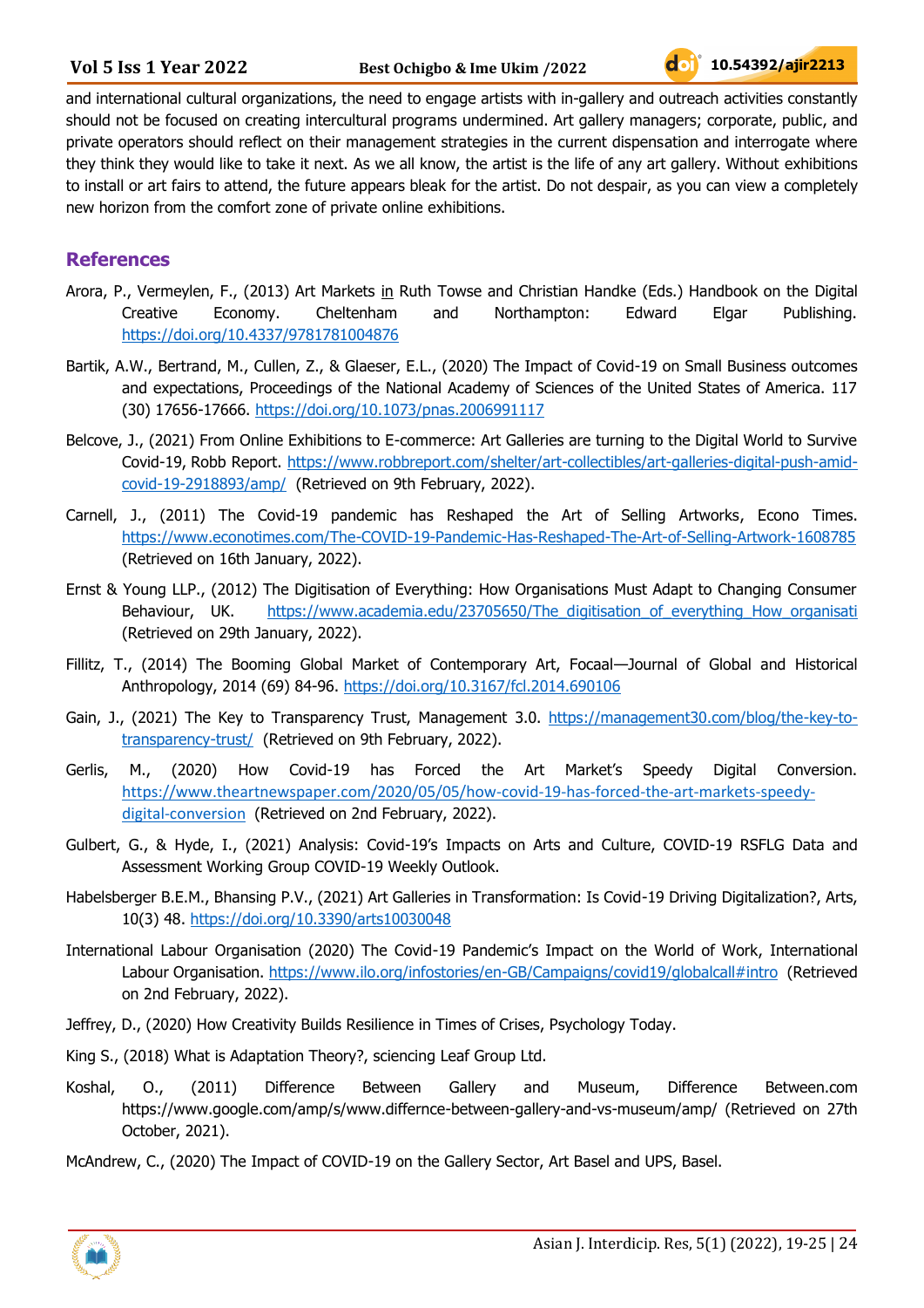and international cultural organizations, the need to engage artists with in-gallery and outreach activities constantly should not be focused on creating intercultural programs undermined. Art gallery managers; corporate, public, and private operators should reflect on their management strategies in the current dispensation and interrogate where they think they would like to take it next. As we all know, the artist is the life of any art gallery. Without exhibitions to install or art fairs to attend, the future appears bleak for the artist. Do not despair, as you can view a completely new horizon from the comfort zone of private online exhibitions.

## References

Arora, P., Vermeylen, F., (2013) Art Markets in Ruth Towse and Christian Handke (Eds.) Handbook on the Digital Creative Economy. Cheltenham and Northampton: Edward Elgar Publishing. https://doi.org/10.4337/9781781004876

Bartik, A.W., Bertrand, M., Cullen, Z., & Glaeser, E.L., (2020) The Impact of Covid-19 on Small Business outcomes and expectations, Proceedings of the National Academy of Sciences of the United States of America. 117 (30) 17656-17666. https://doi.org/10.1073/pnas.2006991117

Belcove, J., (2021) From Online Exhibitions to E-commerce: Art Galleries are turning to the Digital World to Survive Covid-19, Robb Report. https://www.robbreport.com/shelter/art-collectibles/art-galleries-digital-push-amid-covid-19-2918893/amp/ (Retrieved on 9th February, 2022).

Carnell, J., (2011) The Covid-19 pandemic has Reshaped the Art of Selling Artworks, Econo Times. https://www.econotimes.com/The-COVID-19-Pandemic-Has-Reshaped-The-Art-of-Selling-Artwork-1608785 (Retrieved on 16th January, 2022).

Ernst & Young LLP., (2012) The Digitisation of Everything: How Organisations Must Adapt to Changing Consumer Behaviour, UK. https://www.academia.edu/23705650/The_digitisation_of_everything_How_organisati (Retrieved on 29th January, 2022).

Fillitz, T., (2014) The Booming Global Market of Contemporary Art, Focaal—Journal of Global and Historical Anthropology, 2014 (69) 84-96. https://doi.org/10.3167/fcl.2014.690106

Gain, J., (2021) The Key to Transparency Trust, Management 3.0. https://management30.com/blog/the-key-to-transparency-trust/ (Retrieved on 9th February, 2022).

Gerlis, M., (2020) How Covid-19 has Forced the Art Market's Speedy Digital Conversion. https://www.theartnewspaper.com/2020/05/05/how-covid-19-has-forced-the-art-markets-speedy-digital-conversion (Retrieved on 2nd February, 2022).

Gulbert, G., & Hyde, I., (2021) Analysis: Covid-19's Impacts on Arts and Culture, COVID-19 RSFLG Data and Assessment Working Group COVID-19 Weekly Outlook.

Habelsberger B.E.M., Bhansing P.V., (2021) Art Galleries in Transformation: Is Covid-19 Driving Digitalization?, Arts, 10(3) 48. https://doi.org/10.3390/arts10030048

International Labour Organisation (2020) The Covid-19 Pandemic's Impact on the World of Work, International Labour Organisation. https://www.ilo.org/infostories/en-GB/Campaigns/covid19/globalcall#intro (Retrieved on 2nd February, 2022).

Jeffrey, D., (2020) How Creativity Builds Resilience in Times of Crises, Psychology Today.

King S., (2018) What is Adaptation Theory?, sciencing Leaf Group Ltd.

Koshal, O., (2011) Difference Between Gallery and Museum, Difference Between.com https://www.google.com/amp/s/www.differnce-between-gallery-and-vs-museum/amp/ (Retrieved on 27th October, 2021).

McAndrew, C., (2020) The Impact of COVID-19 on the Gallery Sector, Art Basel and UPS, Basel.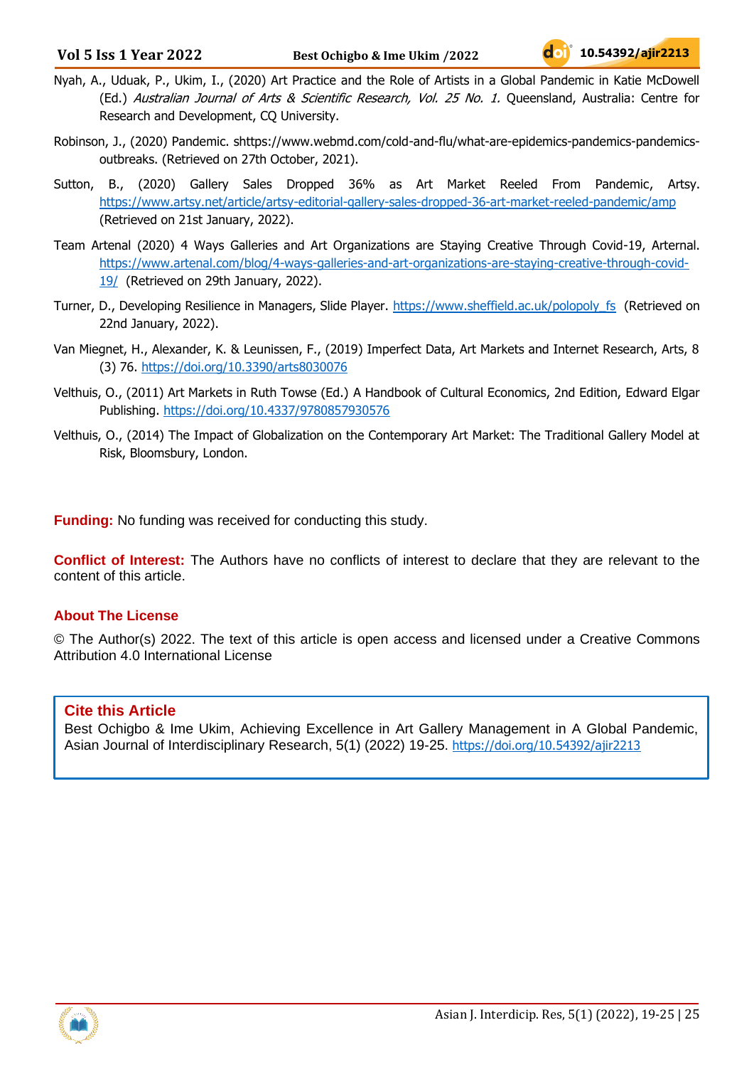Nyah, A., Uduak, P., Ukim, I., (2020) Art Practice and the Role of Artists in a Global Pandemic in Katie McDowell (Ed.) *Australian Journal of Arts & Scientific Research, Vol. 25 No. 1.* Queensland, Australia: Centre for Research and Development, CQ University.

Robinson, J., (2020) Pandemic. shttps://www.webmd.com/cold-and-flu/what-are-epidemics-pandemics-pandemics-outbreaks. (Retrieved on 27th October, 2021).

Sutton, B., (2020) Gallery Sales Dropped 36% as Art Market Reeled From Pandemic, Artsy. https://www.artsy.net/article/artsy-editorial-gallery-sales-dropped-36-art-market-reeled-pandemic/amp (Retrieved on 21st January, 2022).

Team Artenal (2020) 4 Ways Galleries and Art Organizations are Staying Creative Through Covid-19, Arternal. https://www.artenal.com/blog/4-ways-galleries-and-art-organizations-are-staying-creative-through-covid-19/ (Retrieved on 29th January, 2022).

Turner, D., Developing Resilience in Managers, Slide Player. https://www.sheffield.ac.uk/polopoly_fs (Retrieved on 22nd January, 2022).

Van Miegnet, H., Alexander, K. & Leunissen, F., (2019) Imperfect Data, Art Markets and Internet Research, Arts, 8 (3) 76. https://doi.org/10.3390/arts8030076

Velthuis, O., (2011) Art Markets in Ruth Towse (Ed.) A Handbook of Cultural Economics, 2nd Edition, Edward Elgar Publishing. https://doi.org/10.4337/9780857930576

Velthuis, O., (2014) The Impact of Globalization on the Contemporary Art Market: The Traditional Gallery Model at Risk, Bloomsbury, London.

**Funding:** No funding was received for conducting this study.

**Conflict of Interest:** The Authors have no conflicts of interest to declare that they are relevant to the content of this article.

**About The License**

© The Author(s) 2022. The text of this article is open access and licensed under a Creative Commons Attribution 4.0 International License

**Cite this Article**

Best Ochigbo & Ime Ukim, Achieving Excellence in Art Gallery Management in A Global Pandemic, Asian Journal of Interdisciplinary Research, 5(1) (2022) 19-25. https://doi.org/10.54392/ajir2213